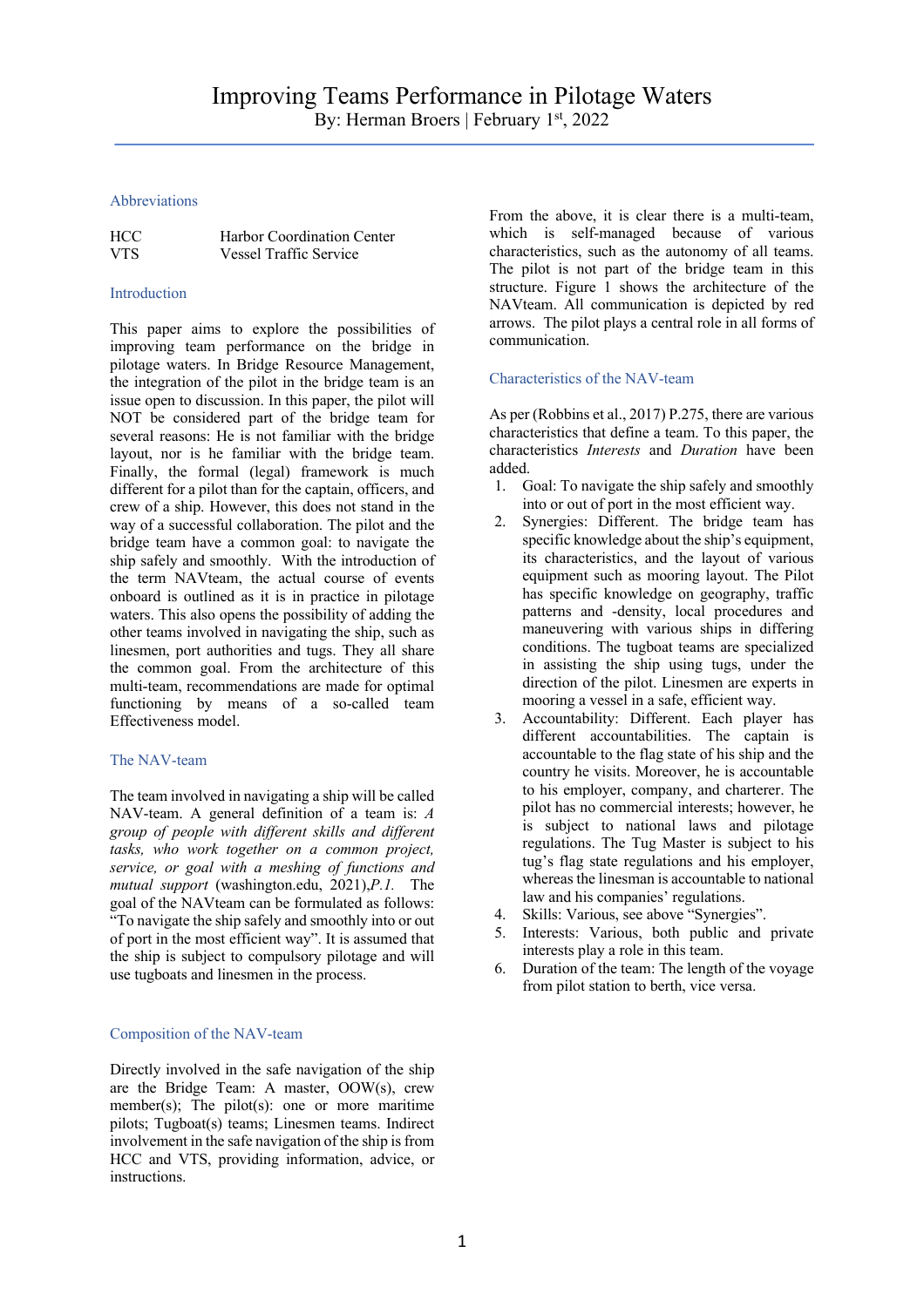# Improving Teams Performance in Pilotage Waters

By: Herman Broers | February 1st, 2022

## Abbreviations

| | |
|---|---|
| HCC | Harbor Coordination Center |
| VTS | Vessel Traffic Service |

## Introduction

This paper aims to explore the possibilities of improving team performance on the bridge in pilotage waters. In Bridge Resource Management, the integration of the pilot in the bridge team is an issue open to discussion. In this paper, the pilot will NOT be considered part of the bridge team for several reasons: He is not familiar with the bridge layout, nor is he familiar with the bridge team. Finally, the formal (legal) framework is much different for a pilot than for the captain, officers, and crew of a ship. However, this does not stand in the way of a successful collaboration. The pilot and the bridge team have a common goal: to navigate the ship safely and smoothly. With the introduction of the term NAVteam, the actual course of events onboard is outlined as it is in practice in pilotage waters. This also opens the possibility of adding the other teams involved in navigating the ship, such as linesmen, port authorities and tugs. They all share the common goal. From the architecture of this multi-team, recommendations are made for optimal functioning by means of a so-called team Effectiveness model.

## The NAV-team

The team involved in navigating a ship will be called NAV-team. A general definition of a team is: *A group of people with different skills and different tasks, who work together on a common project, service, or goal with a meshing of functions and mutual support* (washington.edu, 2021),*P.1.* The goal of the NAVteam can be formulated as follows: "To navigate the ship safely and smoothly into or out of port in the most efficient way". It is assumed that the ship is subject to compulsory pilotage and will use tugboats and linesmen in the process.

## Composition of the NAV-team

Directly involved in the safe navigation of the ship are the Bridge Team: A master, OOW(s), crew member(s); The pilot(s): one or more maritime pilots; Tugboat(s) teams; Linesmen teams. Indirect involvement in the safe navigation of the ship is from HCC and VTS, providing information, advice, or instructions.

From the above, it is clear there is a multi-team, which is self-managed because of various characteristics, such as the autonomy of all teams. The pilot is not part of the bridge team in this structure. Figure 1 shows the architecture of the NAVteam. All communication is depicted by red arrows. The pilot plays a central role in all forms of communication.

## Characteristics of the NAV-team

As per (Robbins et al., 2017) P.275, there are various characteristics that define a team. To this paper, the characteristics *Interests* and *Duration* have been added.

1. Goal: To navigate the ship safely and smoothly into or out of port in the most efficient way.
2. Synergies: Different. The bridge team has specific knowledge about the ship's equipment, its characteristics, and the layout of various equipment such as mooring layout. The Pilot has specific knowledge on geography, traffic patterns and -density, local procedures and maneuvering with various ships in differing conditions. The tugboat teams are specialized in assisting the ship using tugs, under the direction of the pilot. Linesmen are experts in mooring a vessel in a safe, efficient way.
3. Accountability: Different. Each player has different accountabilities. The captain is accountable to the flag state of his ship and the country he visits. Moreover, he is accountable to his employer, company, and charterer. The pilot has no commercial interests; however, he is subject to national laws and pilotage regulations. The Tug Master is subject to his tug's flag state regulations and his employer, whereas the linesman is accountable to national law and his companies' regulations.
4. Skills: Various, see above "Synergies".
5. Interests: Various, both public and private interests play a role in this team.
6. Duration of the team: The length of the voyage from pilot station to berth, vice versa.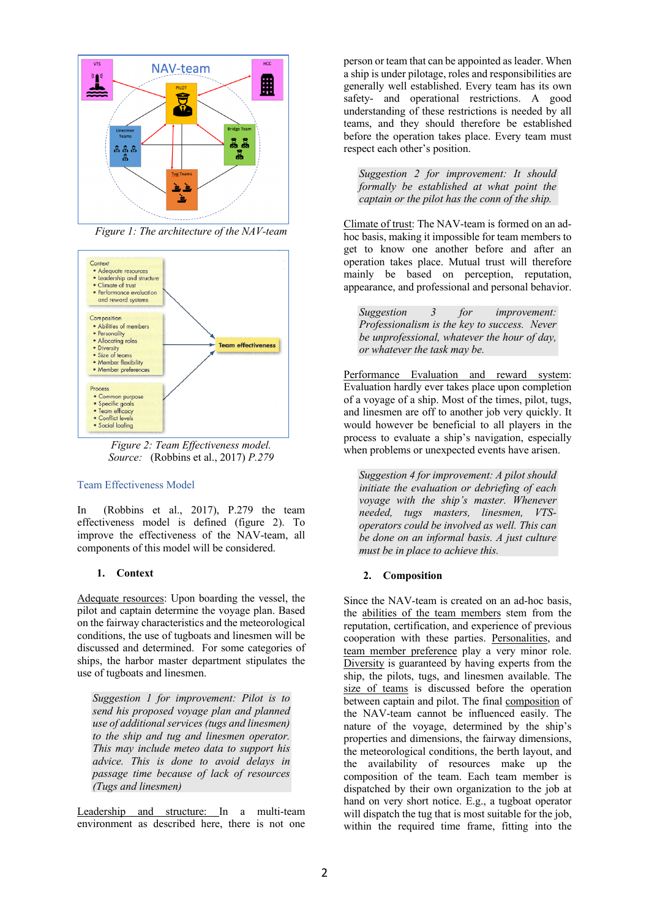Figure 1: The architecture of the NAV-team

Figure 2: Team Effectiveness model.
Source: (Robbins et al., 2017) P.279

## Team Effectiveness Model

In (Robbins et al., 2017), P.279 the team effectiveness model is defined (figure 2). To improve the effectiveness of the NAV-team, all components of this model will be considered.

### 1. Context

Adequate resources: Upon boarding the vessel, the pilot and captain determine the voyage plan. Based on the fairway characteristics and the meteorological conditions, the use of tugboats and linesmen will be discussed and determined. For some categories of ships, the harbor master department stipulates the use of tugboats and linesmen.

> *Suggestion 1 for improvement: Pilot is to send his proposed voyage plan and planned use of additional services (tugs and linesmen) to the ship and tug and linesmen operator. This may include meteo data to support his advice. This is done to avoid delays in passage time because of lack of resources (Tugs and linesmen)*

Leadership and structure: In a multi-team environment as described here, there is not one person or team that can be appointed as leader. When a ship is under pilotage, roles and responsibilities are generally well established. Every team has its own safety- and operational restrictions. A good understanding of these restrictions is needed by all teams, and they should therefore be established before the operation takes place. Every team must respect each other's position.

> *Suggestion 2 for improvement: It should formally be established at what point the captain or the pilot has the conn of the ship.*

Climate of trust: The NAV-team is formed on an ad-hoc basis, making it impossible for team members to get to know one another before and after an operation takes place. Mutual trust will therefore mainly be based on perception, reputation, appearance, and professional and personal behavior.

> *Suggestion 3 for improvement: Professionalism is the key to success. Never be unprofessional, whatever the hour of day, or whatever the task may be.*

Performance Evaluation and reward system: Evaluation hardly ever takes place upon completion of a voyage of a ship. Most of the times, pilot, tugs, and linesmen are off to another job very quickly. It would however be beneficial to all players in the process to evaluate a ship's navigation, especially when problems or unexpected events have arisen.

> *Suggestion 4 for improvement: A pilot should initiate the evaluation or debriefing of each voyage with the ship's master. Whenever needed, tugs masters, linesmen, VTS-operators could be involved as well. This can be done on an informal basis. A just culture must be in place to achieve this.*

### 2. Composition

Since the NAV-team is created on an ad-hoc basis, the abilities of the team members stem from the reputation, certification, and experience of previous cooperation with these parties. Personalities, and team member preference play a very minor role. Diversity is guaranteed by having experts from the ship, the pilots, tugs, and linesmen available. The size of teams is discussed before the operation between captain and pilot. The final composition of the NAV-team cannot be influenced easily. The nature of the voyage, determined by the ship's properties and dimensions, the fairway dimensions, the meteorological conditions, the berth layout, and the availability of resources make up the composition of the team. Each team member is dispatched by their own organization to the job at hand on very short notice. E.g., a tugboat operator will dispatch the tug that is most suitable for the job, within the required time frame, fitting into the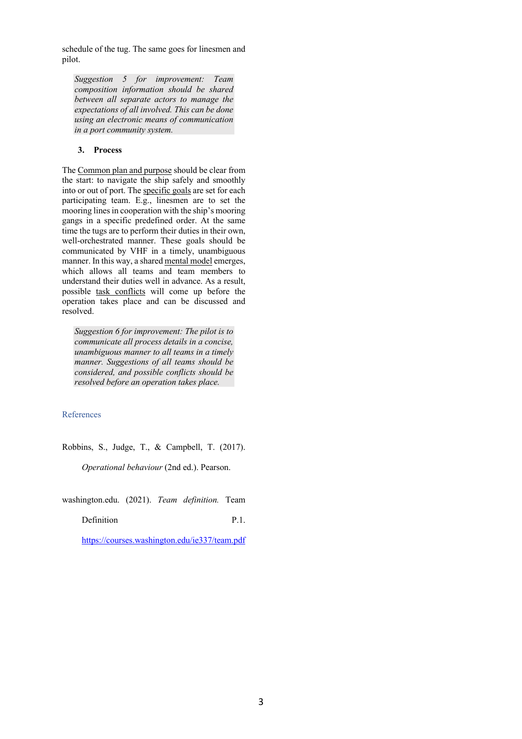schedule of the tug. The same goes for linesmen and pilot.

> *Suggestion 5 for improvement: Team composition information should be shared between all separate actors to manage the expectations of all involved. This can be done using an electronic means of communication in a port community system.*

### 3. Process

The Common plan and purpose should be clear from the start: to navigate the ship safely and smoothly into or out of port. The specific goals are set for each participating team. E.g., linesmen are to set the mooring lines in cooperation with the ship's mooring gangs in a specific predefined order. At the same time the tugs are to perform their duties in their own, well-orchestrated manner. These goals should be communicated by VHF in a timely, unambiguous manner. In this way, a shared mental model emerges, which allows all teams and team members to understand their duties well in advance. As a result, possible task conflicts will come up before the operation takes place and can be discussed and resolved.

> *Suggestion 6 for improvement: The pilot is to communicate all process details in a concise, unambiguous manner to all teams in a timely manner. Suggestions of all teams should be considered, and possible conflicts should be resolved before an operation takes place.*

## References

Robbins, S., Judge, T., & Campbell, T. (2017). *Operational behaviour* (2nd ed.). Pearson.

washington.edu. (2021). *Team definition.* Team Definition P.1. https://courses.washington.edu/ie337/team.pdf